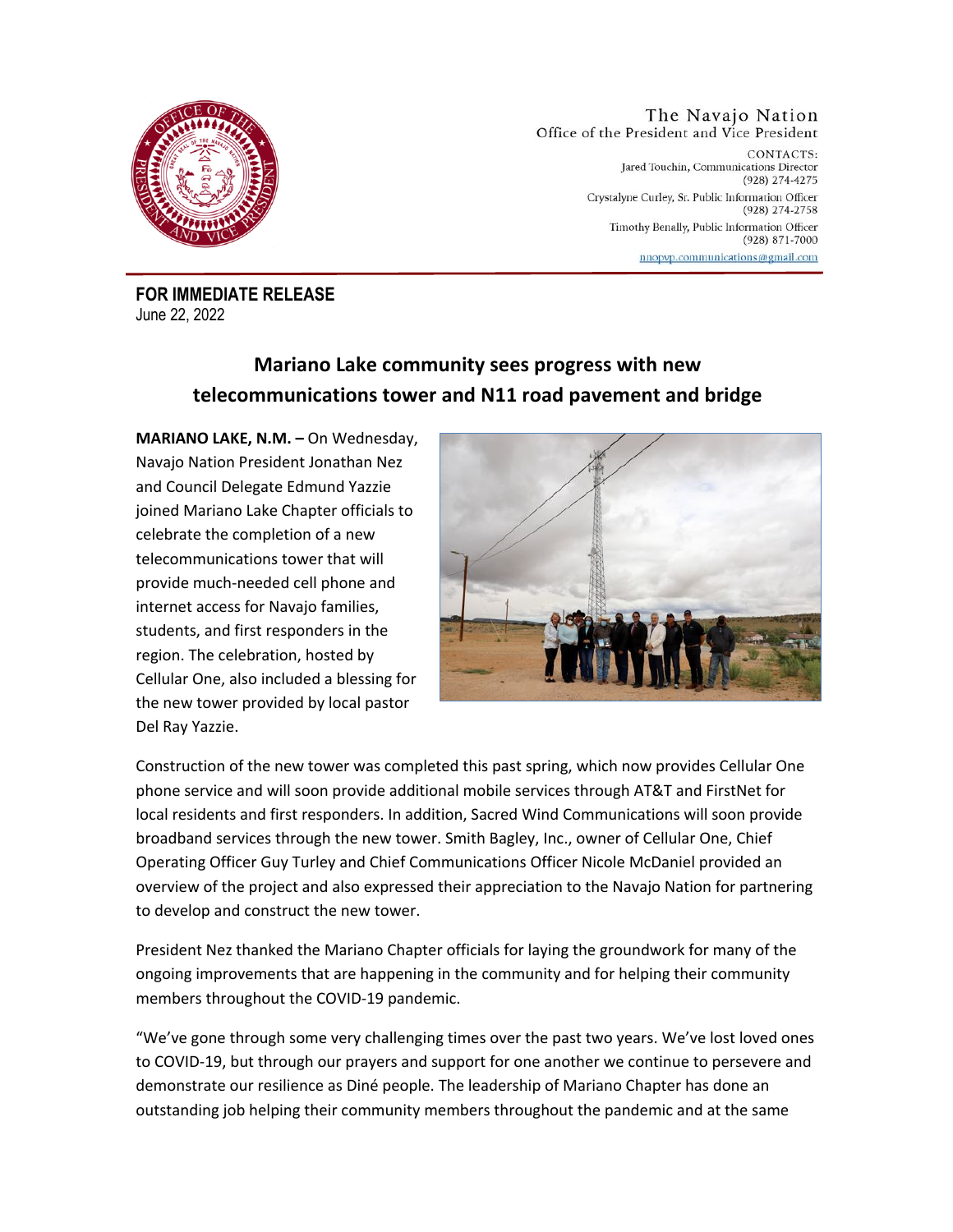The Navajo Nation
Office of the President and Vice President

CONTACTS:
Jared Touchin, Communications Director
(928) 274-4275
Crystalyne Curley, Sr. Public Information Officer
(928) 274-2758
Timothy Benally, Public Information Officer
(928) 871-7000
nnopvp.communications@gmail.com

**FOR IMMEDIATE RELEASE**
June 22, 2022

## Mariano Lake community sees progress with new telecommunications tower and N11 road pavement and bridge

**MARIANO LAKE, N.M. –** On Wednesday, Navajo Nation President Jonathan Nez and Council Delegate Edmund Yazzie joined Mariano Lake Chapter officials to celebrate the completion of a new telecommunications tower that will provide much-needed cell phone and internet access for Navajo families, students, and first responders in the region. The celebration, hosted by Cellular One, also included a blessing for the new tower provided by local pastor Del Ray Yazzie.

Construction of the new tower was completed this past spring, which now provides Cellular One phone service and will soon provide additional mobile services through AT&T and FirstNet for local residents and first responders. In addition, Sacred Wind Communications will soon provide broadband services through the new tower. Smith Bagley, Inc., owner of Cellular One, Chief Operating Officer Guy Turley and Chief Communications Officer Nicole McDaniel provided an overview of the project and also expressed their appreciation to the Navajo Nation for partnering to develop and construct the new tower.

President Nez thanked the Mariano Chapter officials for laying the groundwork for many of the ongoing improvements that are happening in the community and for helping their community members throughout the COVID-19 pandemic.

"We've gone through some very challenging times over the past two years. We've lost loved ones to COVID-19, but through our prayers and support for one another we continue to persevere and demonstrate our resilience as Diné people. The leadership of Mariano Chapter has done an outstanding job helping their community members throughout the pandemic and at the same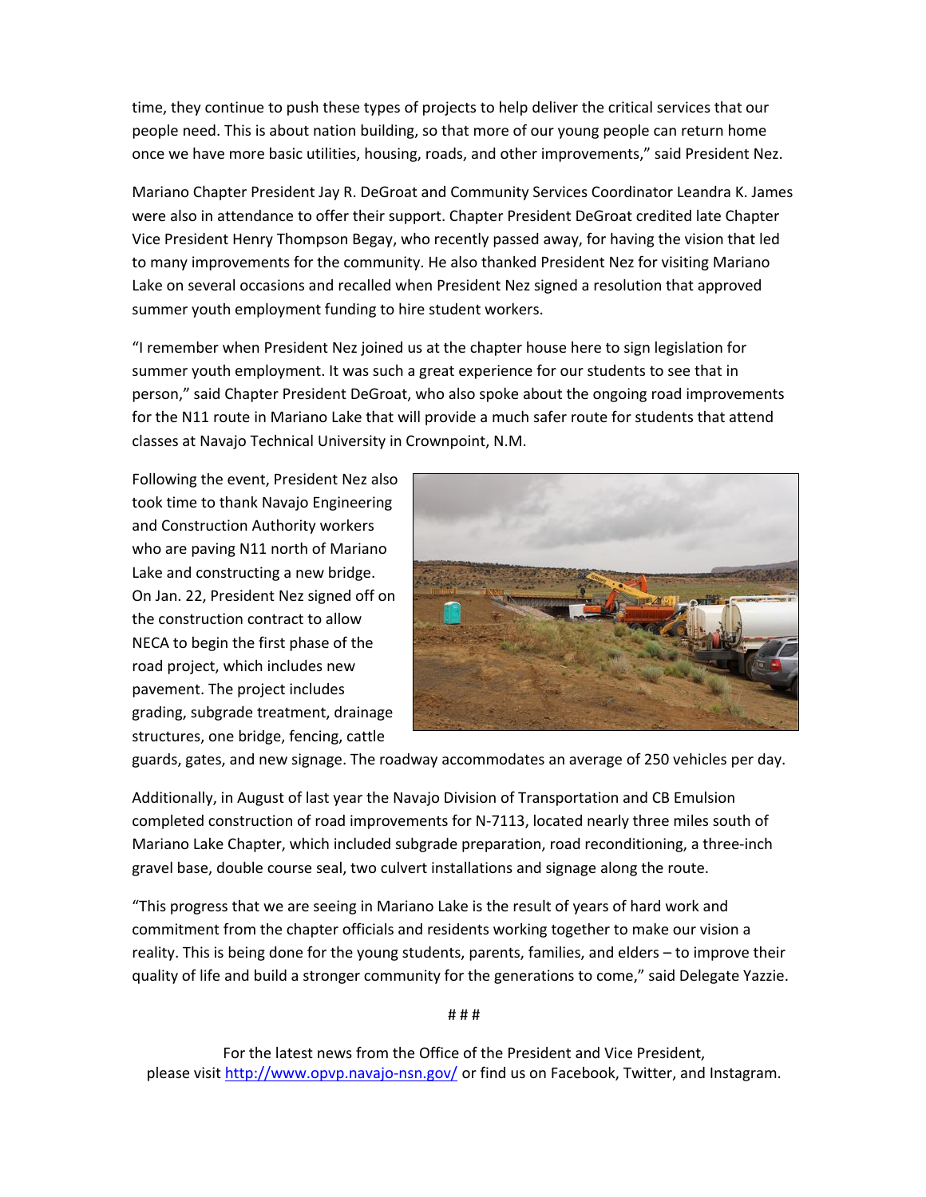time, they continue to push these types of projects to help deliver the critical services that our people need. This is about nation building, so that more of our young people can return home once we have more basic utilities, housing, roads, and other improvements," said President Nez.

Mariano Chapter President Jay R. DeGroat and Community Services Coordinator Leandra K. James were also in attendance to offer their support. Chapter President DeGroat credited late Chapter Vice President Henry Thompson Begay, who recently passed away, for having the vision that led to many improvements for the community. He also thanked President Nez for visiting Mariano Lake on several occasions and recalled when President Nez signed a resolution that approved summer youth employment funding to hire student workers.

"I remember when President Nez joined us at the chapter house here to sign legislation for summer youth employment. It was such a great experience for our students to see that in person," said Chapter President DeGroat, who also spoke about the ongoing road improvements for the N11 route in Mariano Lake that will provide a much safer route for students that attend classes at Navajo Technical University in Crownpoint, N.M.

Following the event, President Nez also took time to thank Navajo Engineering and Construction Authority workers who are paving N11 north of Mariano Lake and constructing a new bridge. On Jan. 22, President Nez signed off on the construction contract to allow NECA to begin the first phase of the road project, which includes new pavement. The project includes grading, subgrade treatment, drainage structures, one bridge, fencing, cattle guards, gates, and new signage. The roadway accommodates an average of 250 vehicles per day.

Additionally, in August of last year the Navajo Division of Transportation and CB Emulsion completed construction of road improvements for N-7113, located nearly three miles south of Mariano Lake Chapter, which included subgrade preparation, road reconditioning, a three-inch gravel base, double course seal, two culvert installations and signage along the route.

"This progress that we are seeing in Mariano Lake is the result of years of hard work and commitment from the chapter officials and residents working together to make our vision a reality. This is being done for the young students, parents, families, and elders – to improve their quality of life and build a stronger community for the generations to come," said Delegate Yazzie.

# # #

For the latest news from the Office of the President and Vice President, please visit http://www.opvp.navajo-nsn.gov/ or find us on Facebook, Twitter, and Instagram.